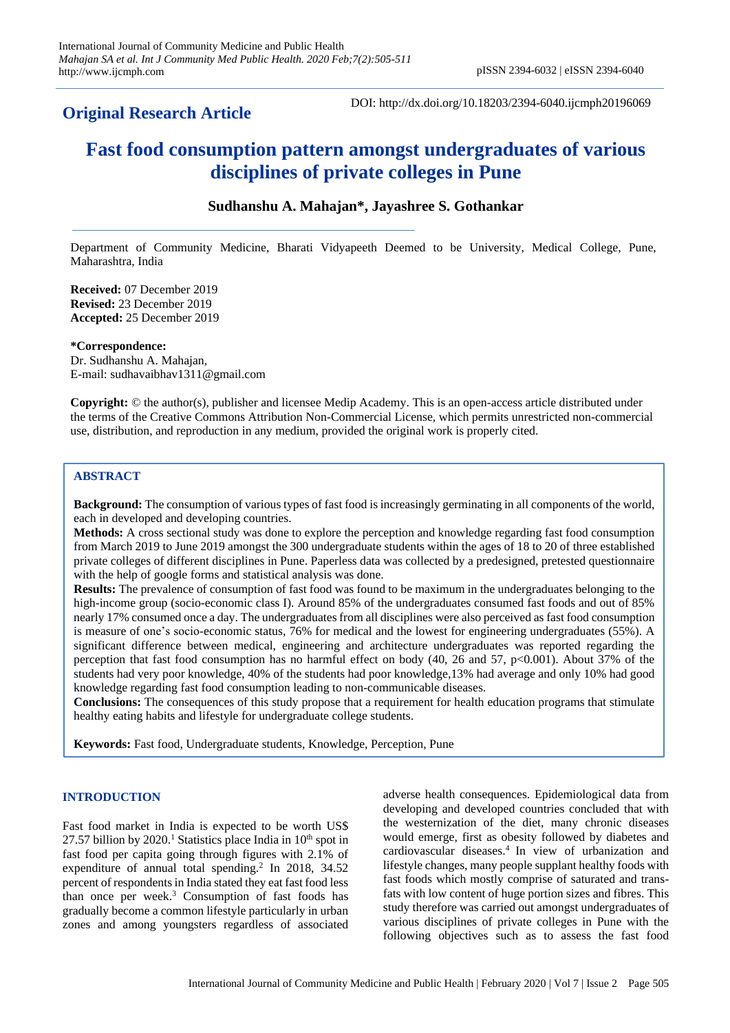**Original Research Article**

DOI: http://dx.doi.org/10.18203/2394-6040.ijcmph20196069

# Fast food consumption pattern amongst undergraduates of various disciplines of private colleges in Pune

**Sudhanshu A. Mahajan\*, Jayashree S. Gothankar**

Department of Community Medicine, Bharati Vidyapeeth Deemed to be University, Medical College, Pune, Maharashtra, India

**Received:** 07 December 2019
**Revised:** 23 December 2019
**Accepted:** 25 December 2019

**\*Correspondence:**
Dr. Sudhanshu A. Mahajan,
E-mail: sudhavaibhav1311@gmail.com

**Copyright:** © the author(s), publisher and licensee Medip Academy. This is an open-access article distributed under the terms of the Creative Commons Attribution Non-Commercial License, which permits unrestricted non-commercial use, distribution, and reproduction in any medium, provided the original work is properly cited.

## ABSTRACT

**Background:** The consumption of various types of fast food is increasingly germinating in all components of the world, each in developed and developing countries.

**Methods:** A cross sectional study was done to explore the perception and knowledge regarding fast food consumption from March 2019 to June 2019 amongst the 300 undergraduate students within the ages of 18 to 20 of three established private colleges of different disciplines in Pune. Paperless data was collected by a predesigned, pretested questionnaire with the help of google forms and statistical analysis was done.

**Results:** The prevalence of consumption of fast food was found to be maximum in the undergraduates belonging to the high-income group (socio-economic class I). Around 85% of the undergraduates consumed fast foods and out of 85% nearly 17% consumed once a day. The undergraduates from all disciplines were also perceived as fast food consumption is measure of one's socio-economic status, 76% for medical and the lowest for engineering undergraduates (55%). A significant difference between medical, engineering and architecture undergraduates was reported regarding the perception that fast food consumption has no harmful effect on body (40, 26 and 57, $p<0.001$). About 37% of the students had very poor knowledge, 40% of the students had poor knowledge,13% had average and only 10% had good knowledge regarding fast food consumption leading to non-communicable diseases.

**Conclusions:** The consequences of this study propose that a requirement for health education programs that stimulate healthy eating habits and lifestyle for undergraduate college students.

**Keywords:** Fast food, Undergraduate students, Knowledge, Perception, Pune

## INTRODUCTION

Fast food market in India is expected to be worth US$ 27.57 billion by 2020.[1] Statistics place India in 10th spot in fast food per capita going through figures with 2.1% of expenditure of annual total spending.[2] In 2018, 34.52 percent of respondents in India stated they eat fast food less than once per week.[3] Consumption of fast foods has gradually become a common lifestyle particularly in urban zones and among youngsters regardless of associated adverse health consequences. Epidemiological data from developing and developed countries concluded that with the westernization of the diet, many chronic diseases would emerge, first as obesity followed by diabetes and cardiovascular diseases.[4] In view of urbanization and lifestyle changes, many people supplant healthy foods with fast foods which mostly comprise of saturated and trans-fats with low content of huge portion sizes and fibres. This study therefore was carried out amongst undergraduates of various disciplines of private colleges in Pune with the following objectives such as to assess the fast food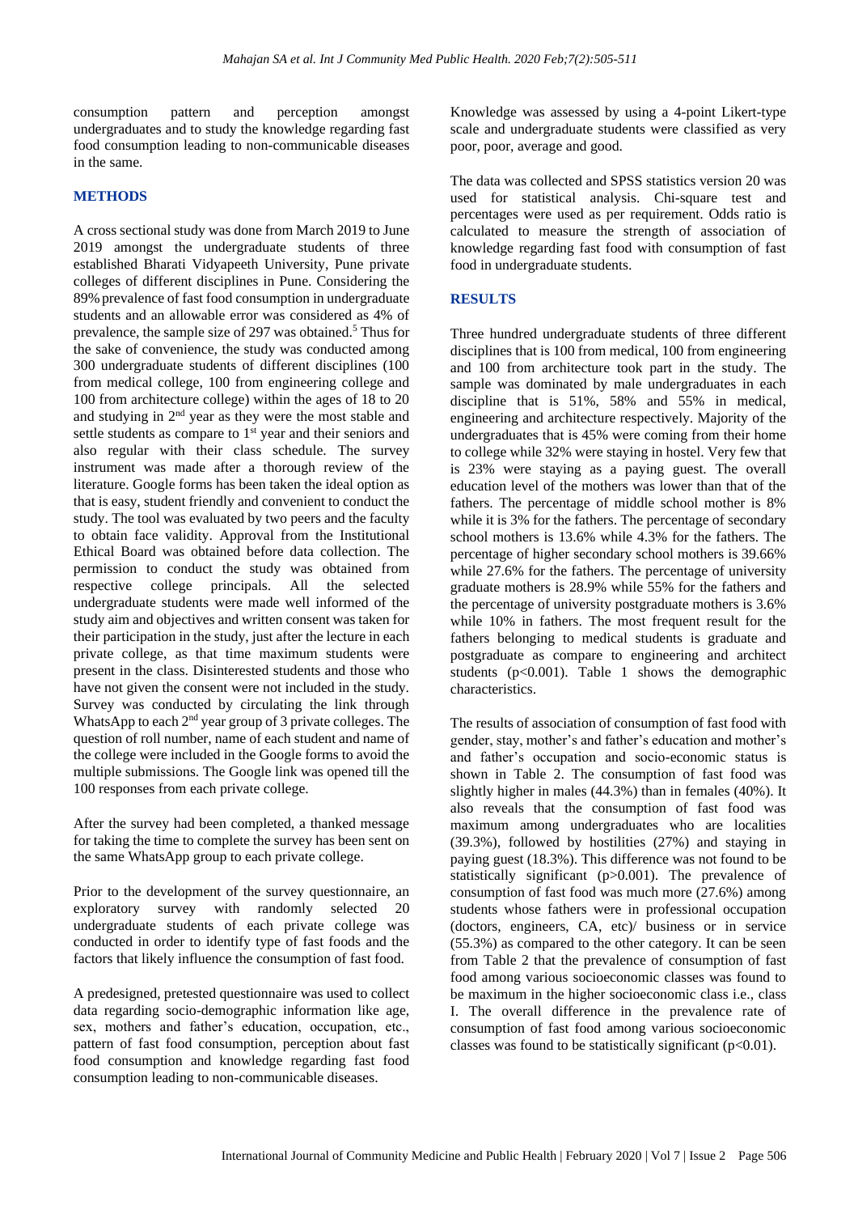consumption pattern and perception amongst undergraduates and to study the knowledge regarding fast food consumption leading to non-communicable diseases in the same.

## METHODS

A cross sectional study was done from March 2019 to June 2019 amongst the undergraduate students of three established Bharati Vidyapeeth University, Pune private colleges of different disciplines in Pune. Considering the 89% prevalence of fast food consumption in undergraduate students and an allowable error was considered as 4% of prevalence, the sample size of 297 was obtained.[5] Thus for the sake of convenience, the study was conducted among 300 undergraduate students of different disciplines (100 from medical college, 100 from engineering college and 100 from architecture college) within the ages of 18 to 20 and studying in 2nd year as they were the most stable and settle students as compare to 1st year and their seniors and also regular with their class schedule. The survey instrument was made after a thorough review of the literature. Google forms has been taken the ideal option as that is easy, student friendly and convenient to conduct the study. The tool was evaluated by two peers and the faculty to obtain face validity. Approval from the Institutional Ethical Board was obtained before data collection. The permission to conduct the study was obtained from respective college principals. All the selected undergraduate students were made well informed of the study aim and objectives and written consent was taken for their participation in the study, just after the lecture in each private college, as that time maximum students were present in the class. Disinterested students and those who have not given the consent were not included in the study. Survey was conducted by circulating the link through WhatsApp to each 2nd year group of 3 private colleges. The question of roll number, name of each student and name of the college were included in the Google forms to avoid the multiple submissions. The Google link was opened till the 100 responses from each private college.

After the survey had been completed, a thanked message for taking the time to complete the survey has been sent on the same WhatsApp group to each private college.

Prior to the development of the survey questionnaire, an exploratory survey with randomly selected 20 undergraduate students of each private college was conducted in order to identify type of fast foods and the factors that likely influence the consumption of fast food.

A predesigned, pretested questionnaire was used to collect data regarding socio-demographic information like age, sex, mothers and father's education, occupation, etc., pattern of fast food consumption, perception about fast food consumption and knowledge regarding fast food consumption leading to non-communicable diseases.

Knowledge was assessed by using a 4-point Likert-type scale and undergraduate students were classified as very poor, poor, average and good.

The data was collected and SPSS statistics version 20 was used for statistical analysis. Chi-square test and percentages were used as per requirement. Odds ratio is calculated to measure the strength of association of knowledge regarding fast food with consumption of fast food in undergraduate students.

## RESULTS

Three hundred undergraduate students of three different disciplines that is 100 from medical, 100 from engineering and 100 from architecture took part in the study. The sample was dominated by male undergraduates in each discipline that is 51%, 58% and 55% in medical, engineering and architecture respectively. Majority of the undergraduates that is 45% were coming from their home to college while 32% were staying in hostel. Very few that is 23% were staying as a paying guest. The overall education level of the mothers was lower than that of the fathers. The percentage of middle school mother is 8% while it is 3% for the fathers. The percentage of secondary school mothers is 13.6% while 4.3% for the fathers. The percentage of higher secondary school mothers is 39.66% while 27.6% for the fathers. The percentage of university graduate mothers is 28.9% while 55% for the fathers and the percentage of university postgraduate mothers is 3.6% while 10% in fathers. The most frequent result for the fathers belonging to medical students is graduate and postgraduate as compare to engineering and architect students ($p<0.001$). Table 1 shows the demographic characteristics.

The results of association of consumption of fast food with gender, stay, mother's and father's education and mother's and father's occupation and socio-economic status is shown in Table 2. The consumption of fast food was slightly higher in males (44.3%) than in females (40%). It also reveals that the consumption of fast food was maximum among undergraduates who are localities (39.3%), followed by hostilities (27%) and staying in paying guest (18.3%). This difference was not found to be statistically significant ($p>0.001$). The prevalence of consumption of fast food was much more (27.6%) among students whose fathers were in professional occupation (doctors, engineers, CA, etc)/ business or in service (55.3%) as compared to the other category. It can be seen from Table 2 that the prevalence of consumption of fast food among various socioeconomic classes was found to be maximum in the higher socioeconomic class i.e., class I. The overall difference in the prevalence rate of consumption of fast food among various socioeconomic classes was found to be statistically significant ($p<0.01$).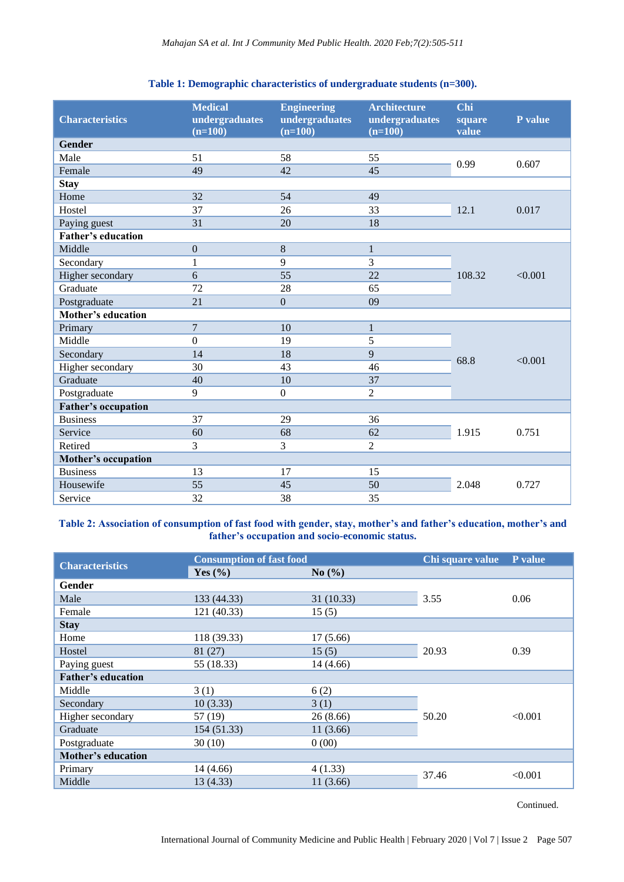**Table 1: Demographic characteristics of undergraduate students (n=300).**

| Characteristics | Medical undergraduates (n=100) | Engineering undergraduates (n=100) | Architecture undergraduates (n=100) | Chi square value | P value |
|---|---|---|---|---|---|
| **Gender** | | | | | |
| Male | 51 | 58 | 55 | 0.99 | 0.607 |
| Female | 49 | 42 | 45 | | |
| **Stay** | | | | | |
| Home | 32 | 54 | 49 | 12.1 | 0.017 |
| Hostel | 37 | 26 | 33 | | |
| Paying guest | 31 | 20 | 18 | | |
| **Father's education** | | | | | |
| Middle | 0 | 8 | 1 | 108.32 | <0.001 |
| Secondary | 1 | 9 | 3 | | |
| Higher secondary | 6 | 55 | 22 | | |
| Graduate | 72 | 28 | 65 | | |
| Postgraduate | 21 | 0 | 09 | | |
| **Mother's education** | | | | | |
| Primary | 7 | 10 | 1 | 68.8 | <0.001 |
| Middle | 0 | 19 | 5 | | |
| Secondary | 14 | 18 | 9 | | |
| Higher secondary | 30 | 43 | 46 | | |
| Graduate | 40 | 10 | 37 | | |
| Postgraduate | 9 | 0 | 2 | | |
| **Father's occupation** | | | | | |
| Business | 37 | 29 | 36 | 1.915 | 0.751 |
| Service | 60 | 68 | 62 | | |
| Retired | 3 | 3 | 2 | | |
| **Mother's occupation** | | | | | |
| Business | 13 | 17 | 15 | 2.048 | 0.727 |
| Housewife | 55 | 45 | 50 | | |
| Service | 32 | 38 | 35 | | |

**Table 2: Association of consumption of fast food with gender, stay, mother's and father's education, mother's and father's occupation and socio-economic status.**

| Characteristics | Consumption of fast food | | Chi square value | P value |
|---|---|---|---|---|
| | Yes (%) | No (%) | | |
| **Gender** | | | | |
| Male | 133 (44.33) | 31 (10.33) | 3.55 | 0.06 |
| Female | 121 (40.33) | 15 (5) | | |
| **Stay** | | | | |
| Home | 118 (39.33) | 17 (5.66) | 20.93 | 0.39 |
| Hostel | 81 (27) | 15 (5) | | |
| Paying guest | 55 (18.33) | 14 (4.66) | | |
| **Father's education** | | | | |
| Middle | 3 (1) | 6 (2) | 50.20 | <0.001 |
| Secondary | 10 (3.33) | 3 (1) | | |
| Higher secondary | 57 (19) | 26 (8.66) | | |
| Graduate | 154 (51.33) | 11 (3.66) | | |
| Postgraduate | 30 (10) | 0 (00) | | |
| **Mother's education** | | | | |
| Primary | 14 (4.66) | 4 (1.33) | 37.46 | <0.001 |
| Middle | 13 (4.33) | 11 (3.66) | | |

Continued.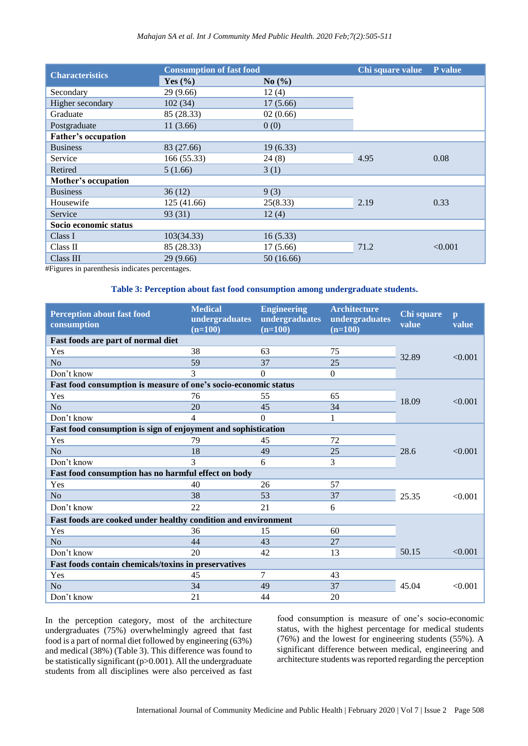| Characteristics | Consumption of fast food | | Chi square value | P value |
|---|---|---|---|---|
| | Yes (%) | No (%) | | |
| Secondary | 29 (9.66) | 12 (4) | | |
| Higher secondary | 102 (34) | 17 (5.66) | | |
| Graduate | 85 (28.33) | 02 (0.66) | | |
| Postgraduate | 11 (3.66) | 0 (0) | | |
| **Father's occupation** | | | | |
| Business | 83 (27.66) | 19 (6.33) | | |
| Service | 166 (55.33) | 24 (8) | 4.95 | 0.08 |
| Retired | 5 (1.66) | 3 (1) | | |
| **Mother's occupation** | | | | |
| Business | 36 (12) | 9 (3) | | |
| Housewife | 125 (41.66) | 25(8.33) | 2.19 | 0.33 |
| Service | 93 (31) | 12 (4) | | |
| **Socio economic status** | | | | |
| Class I | 103(34.33) | 16 (5.33) | | |
| Class II | 85 (28.33) | 17 (5.66) | 71.2 | <0.001 |
| Class III | 29 (9.66) | 50 (16.66) | | |

#Figures in parenthesis indicates percentages.

**Table 3: Perception about fast food consumption among undergraduate students.**

| Perception about fast food consumption | Medical undergraduates (n=100) | Engineering undergraduates (n=100) | Architecture undergraduates (n=100) | Chi square value | p value |
|---|---|---|---|---|---|
| **Fast foods are part of normal diet** | | | | | |
| Yes | 38 | 63 | 75 | 32.89 | <0.001 |
| No | 59 | 37 | 25 | | |
| Don't know | 3 | 0 | 0 | | |
| **Fast food consumption is measure of one's socio-economic status** | | | | | |
| Yes | 76 | 55 | 65 | 18.09 | <0.001 |
| No | 20 | 45 | 34 | | |
| Don't know | 4 | 0 | 1 | | |
| **Fast food consumption is sign of enjoyment and sophistication** | | | | | |
| Yes | 79 | 45 | 72 | | |
| No | 18 | 49 | 25 | 28.6 | <0.001 |
| Don't know | 3 | 6 | 3 | | |
| **Fast food consumption has no harmful effect on body** | | | | | |
| Yes | 40 | 26 | 57 | | |
| No | 38 | 53 | 37 | 25.35 | <0.001 |
| Don't know | 22 | 21 | 6 | | |
| **Fast foods are cooked under healthy condition and environment** | | | | | |
| Yes | 36 | 15 | 60 | | |
| No | 44 | 43 | 27 | | |
| Don't know | 20 | 42 | 13 | 50.15 | <0.001 |
| **Fast foods contain chemicals/toxins in preservatives** | | | | | |
| Yes | 45 | 7 | 43 | | |
| No | 34 | 49 | 37 | 45.04 | <0.001 |
| Don't know | 21 | 44 | 20 | | |

In the perception category, most of the architecture undergraduates (75%) overwhelmingly agreed that fast food is a part of normal diet followed by engineering (63%) and medical (38%) (Table 3). This difference was found to be statistically significant (p>0.001). All the undergraduate students from all disciplines were also perceived as fast food consumption is measure of one's socio-economic status, with the highest percentage for medical students (76%) and the lowest for engineering students (55%). A significant difference between medical, engineering and architecture students was reported regarding the perception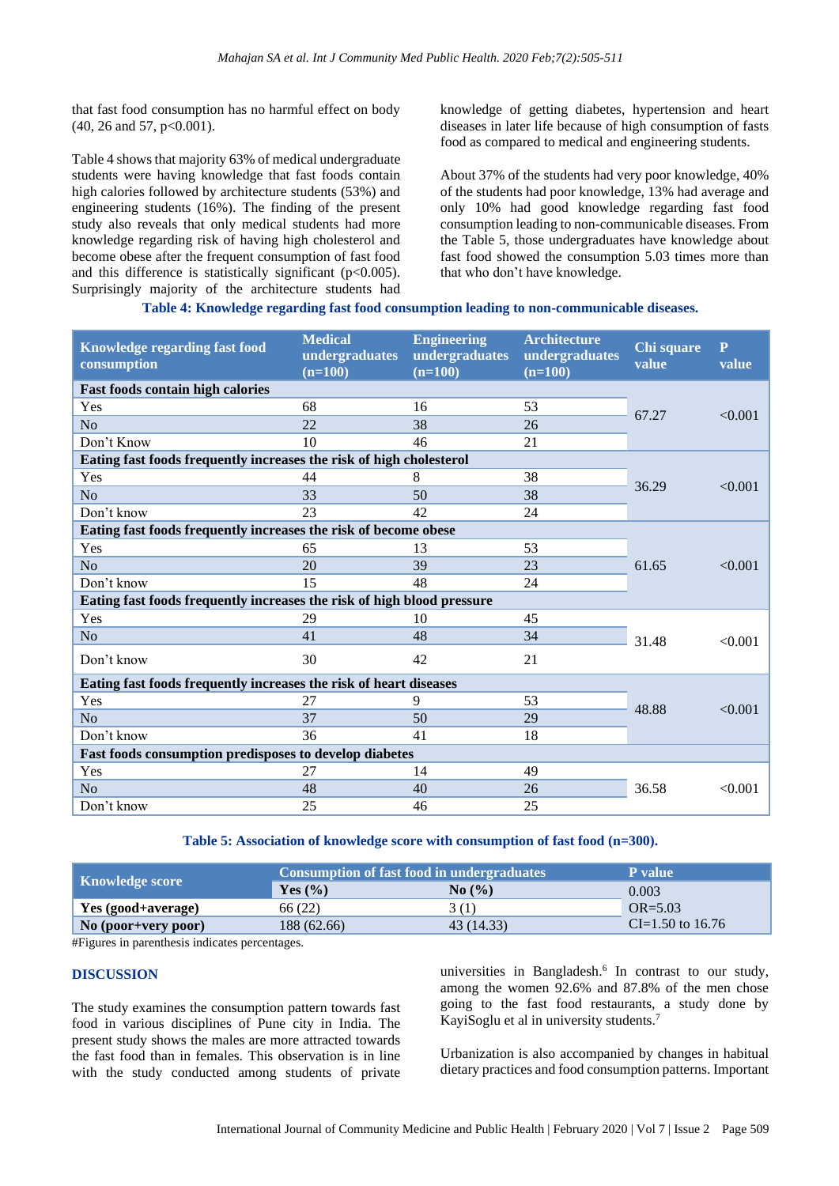that fast food consumption has no harmful effect on body (40, 26 and 57, p<0.001).

Table 4 shows that majority 63% of medical undergraduate students were having knowledge that fast foods contain high calories followed by architecture students (53%) and engineering students (16%). The finding of the present study also reveals that only medical students had more knowledge regarding risk of having high cholesterol and become obese after the frequent consumption of fast food and this difference is statistically significant (p<0.005). Surprisingly majority of the architecture students had knowledge of getting diabetes, hypertension and heart diseases in later life because of high consumption of fasts food as compared to medical and engineering students.

About 37% of the students had very poor knowledge, 40% of the students had poor knowledge, 13% had average and only 10% had good knowledge regarding fast food consumption leading to non-communicable diseases. From the Table 5, those undergraduates have knowledge about fast food showed the consumption 5.03 times more than that who don't have knowledge.

**Table 4: Knowledge regarding fast food consumption leading to non-communicable diseases.**

| Knowledge regarding fast food consumption | Medical undergraduates (n=100) | Engineering undergraduates (n=100) | Architecture undergraduates (n=100) | Chi square value | P value |
|---|---|---|---|---|---|
| **Fast foods contain high calories** | | | | | |
| Yes | 68 | 16 | 53 | 67.27 | <0.001 |
| No | 22 | 38 | 26 | | |
| Don't Know | 10 | 46 | 21 | | |
| **Eating fast foods frequently increases the risk of high cholesterol** | | | | | |
| Yes | 44 | 8 | 38 | 36.29 | <0.001 |
| No | 33 | 50 | 38 | | |
| Don't know | 23 | 42 | 24 | | |
| **Eating fast foods frequently increases the risk of become obese** | | | | | |
| Yes | 65 | 13 | 53 | 61.65 | <0.001 |
| No | 20 | 39 | 23 | | |
| Don't know | 15 | 48 | 24 | | |
| **Eating fast foods frequently increases the risk of high blood pressure** | | | | | |
| Yes | 29 | 10 | 45 | 31.48 | <0.001 |
| No | 41 | 48 | 34 | | |
| Don't know | 30 | 42 | 21 | | |
| **Eating fast foods frequently increases the risk of heart diseases** | | | | | |
| Yes | 27 | 9 | 53 | 48.88 | <0.001 |
| No | 37 | 50 | 29 | | |
| Don't know | 36 | 41 | 18 | | |
| **Fast foods consumption predisposes to develop diabetes** | | | | | |
| Yes | 27 | 14 | 49 | 36.58 | <0.001 |
| No | 48 | 40 | 26 | | |
| Don't know | 25 | 46 | 25 | | |

**Table 5: Association of knowledge score with consumption of fast food (n=300).**

| Knowledge score | Consumption of fast food in undergraduates | | P value |
|---|---|---|---|
| | Yes (%) | No (%) | |
| Yes (good+average) | 66 (22) | 3 (1) | 0.003 OR=5.03 |
| No (poor+very poor) | 188 (62.66) | 43 (14.33) | CI=1.50 to 16.76 |

#Figures in parenthesis indicates percentages.

## DISCUSSION

The study examines the consumption pattern towards fast food in various disciplines of Pune city in India. The present study shows the males are more attracted towards the fast food than in females. This observation is in line with the study conducted among students of private universities in Bangladesh.[6] In contrast to our study, among the women 92.6% and 87.8% of the men chose going to the fast food restaurants, a study done by KayiSoglu et al in university students.[7]

Urbanization is also accompanied by changes in habitual dietary practices and food consumption patterns. Important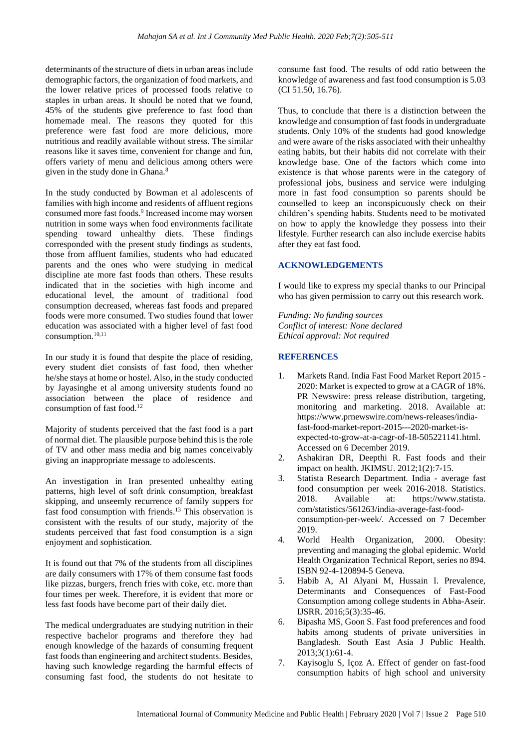determinants of the structure of diets in urban areas include demographic factors, the organization of food markets, and the lower relative prices of processed foods relative to staples in urban areas. It should be noted that we found, 45% of the students give preference to fast food than homemade meal. The reasons they quoted for this preference were fast food are more delicious, more nutritious and readily available without stress. The similar reasons like it saves time, convenient for change and fun, offers variety of menu and delicious among others were given in the study done in Ghana.[8]

In the study conducted by Bowman et al adolescents of families with high income and residents of affluent regions consumed more fast foods.[9] Increased income may worsen nutrition in some ways when food environments facilitate spending toward unhealthy diets. These findings corresponded with the present study findings as students, those from affluent families, students who had educated parents and the ones who were studying in medical discipline ate more fast foods than others. These results indicated that in the societies with high income and educational level, the amount of traditional food consumption decreased, whereas fast foods and prepared foods were more consumed. Two studies found that lower education was associated with a higher level of fast food consumption.[10,11]

In our study it is found that despite the place of residing, every student diet consists of fast food, then whether he/she stays at home or hostel. Also, in the study conducted by Jayasinghe et al among university students found no association between the place of residence and consumption of fast food.[12]

Majority of students perceived that the fast food is a part of normal diet. The plausible purpose behind this is the role of TV and other mass media and big names conceivably giving an inappropriate message to adolescents.

An investigation in Iran presented unhealthy eating patterns, high level of soft drink consumption, breakfast skipping, and unseemly recurrence of family suppers for fast food consumption with friends.[13] This observation is consistent with the results of our study, majority of the students perceived that fast food consumption is a sign enjoyment and sophistication.

It is found out that 7% of the students from all disciplines are daily consumers with 17% of them consume fast foods like pizzas, burgers, french fries with coke, etc. more than four times per week. Therefore, it is evident that more or less fast foods have become part of their daily diet.

The medical undergraduates are studying nutrition in their respective bachelor programs and therefore they had enough knowledge of the hazards of consuming frequent fast foods than engineering and architect students. Besides, having such knowledge regarding the harmful effects of consuming fast food, the students do not hesitate to consume fast food. The results of odd ratio between the knowledge of awareness and fast food consumption is 5.03 (CI 51.50, 16.76).

Thus, to conclude that there is a distinction between the knowledge and consumption of fast foods in undergraduate students. Only 10% of the students had good knowledge and were aware of the risks associated with their unhealthy eating habits, but their habits did not correlate with their knowledge base. One of the factors which come into existence is that whose parents were in the category of professional jobs, business and service were indulging more in fast food consumption so parents should be counselled to keep an inconspicuously check on their children's spending habits. Students need to be motivated on how to apply the knowledge they possess into their lifestyle. Further research can also include exercise habits after they eat fast food.

## ACKNOWLEDGEMENTS

I would like to express my special thanks to our Principal who has given permission to carry out this research work.

*Funding: No funding sources*
*Conflict of interest: None declared*
*Ethical approval: Not required*

## REFERENCES

1. Markets Rand. India Fast Food Market Report 2015 - 2020: Market is expected to grow at a CAGR of 18%. PR Newswire: press release distribution, targeting, monitoring and marketing. 2018. Available at: https://www.prnewswire.com/news-releases/india-fast-food-market-report-2015---2020-market-is-expected-to-grow-at-a-cagr-of-18-505221141.html. Accessed on 6 December 2019.
2. Ashakiran DR, Deepthi R. Fast foods and their impact on health. JKIMSU. 2012;1(2):7-15.
3. Statista Research Department. India - average fast food consumption per week 2016-2018. Statistics. 2018. Available at: https://www.statista.com/statistics/561263/india-average-fast-food-consumption-per-week/. Accessed on 7 December 2019.
4. World Health Organization, 2000. Obesity: preventing and managing the global epidemic. World Health Organization Technical Report, series no 894. ISBN 92-4-120894-5 Geneva.
5. Habib A, Al Alyani M, Hussain I. Prevalence, Determinants and Consequences of Fast-Food Consumption among college students in Abha-Aseir. IJSRR. 2016;5(3):35-46.
6. Bipasha MS, Goon S. Fast food preferences and food habits among students of private universities in Bangladesh. South East Asia J Public Health. 2013;3(1):61-4.
7. Kayisoglu S, Içoz A. Effect of gender on fast-food consumption habits of high school and university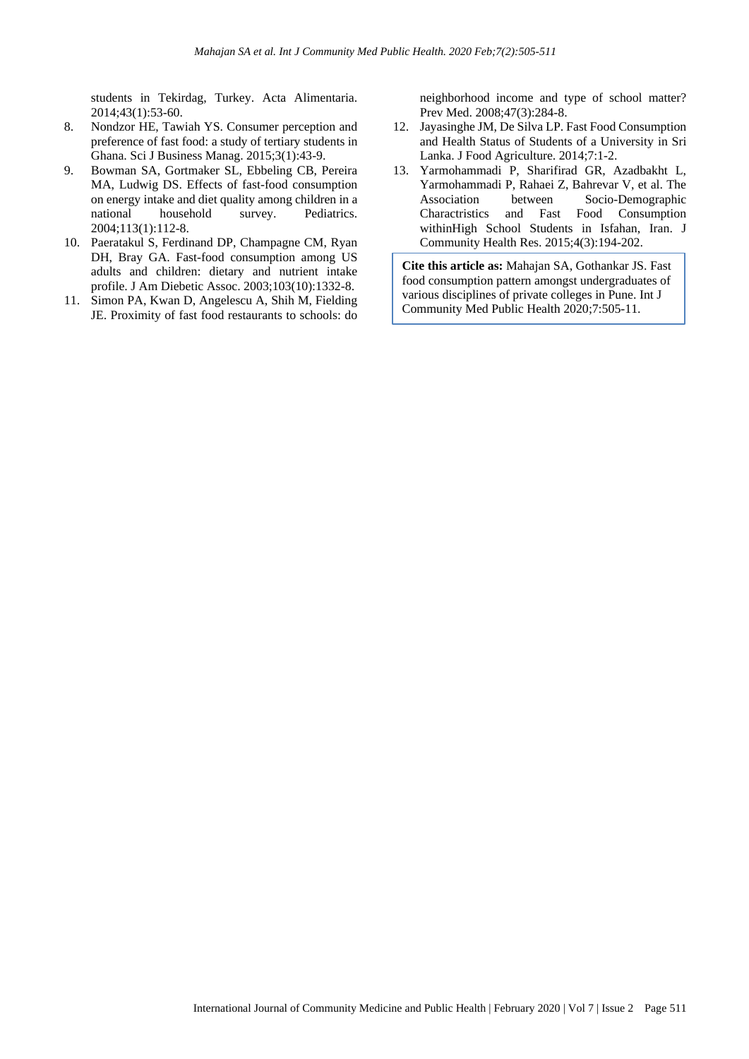students in Tekirdag, Turkey. Acta Alimentaria. 2014;43(1):53-60.

8. Nondzor HE, Tawiah YS. Consumer perception and preference of fast food: a study of tertiary students in Ghana. Sci J Business Manag. 2015;3(1):43-9.
9. Bowman SA, Gortmaker SL, Ebbeling CB, Pereira MA, Ludwig DS. Effects of fast-food consumption on energy intake and diet quality among children in a national household survey. Pediatrics. 2004;113(1):112-8.
10. Paeratakul S, Ferdinand DP, Champagne CM, Ryan DH, Bray GA. Fast-food consumption among US adults and children: dietary and nutrient intake profile. J Am Diebetic Assoc. 2003;103(10):1332-8.
11. Simon PA, Kwan D, Angelescu A, Shih M, Fielding JE. Proximity of fast food restaurants to schools: do neighborhood income and type of school matter? Prev Med. 2008;47(3):284-8.
12. Jayasinghe JM, De Silva LP. Fast Food Consumption and Health Status of Students of a University in Sri Lanka. J Food Agriculture. 2014;7:1-2.
13. Yarmohammadi P, Sharifirad GR, Azadbakht L, Yarmohammadi P, Rahaei Z, Bahrevar V, et al. The Association between Socio-Demographic Charactristics and Fast Food Consumption withinHigh School Students in Isfahan, Iran. J Community Health Res. 2015;4(3):194-202.

**Cite this article as:** Mahajan SA, Gothankar JS. Fast food consumption pattern amongst undergraduates of various disciplines of private colleges in Pune. Int J Community Med Public Health 2020;7:505-11.